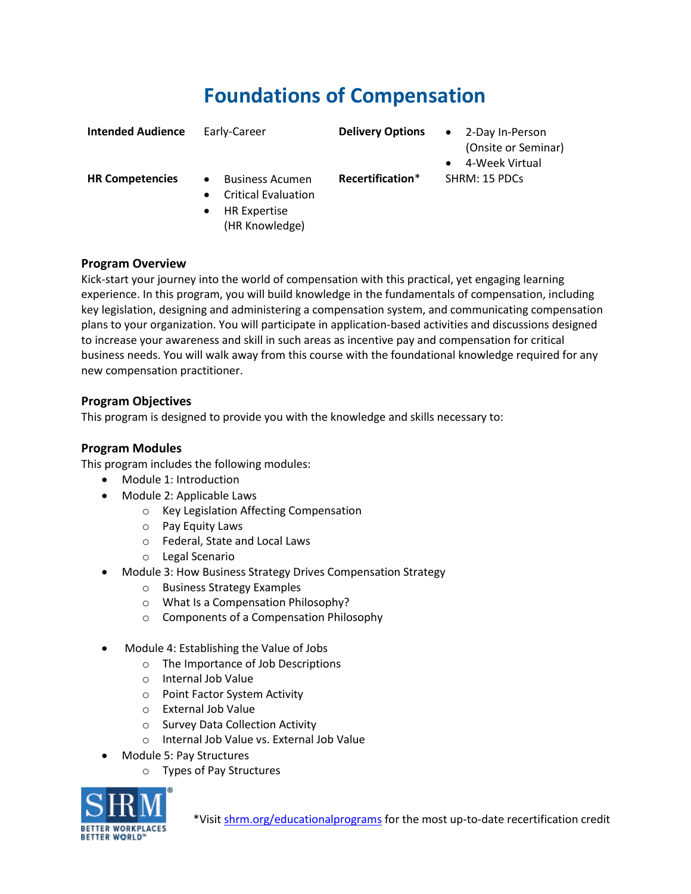# Foundations of Compensation

| **Intended Audience** | Early-Career | **Delivery Options** | • 2-Day In-Person (Onsite or Seminar)<br>• 4-Week Virtual |
|---|---|---|---|
| **HR Competencies** | • Business Acumen<br>• Critical Evaluation<br>• HR Expertise (HR Knowledge) | **Recertification*** | SHRM: 15 PDCs |

## Program Overview

Kick-start your journey into the world of compensation with this practical, yet engaging learning experience. In this program, you will build knowledge in the fundamentals of compensation, including key legislation, designing and administering a compensation system, and communicating compensation plans to your organization. You will participate in application-based activities and discussions designed to increase your awareness and skill in such areas as incentive pay and compensation for critical business needs. You will walk away from this course with the foundational knowledge required for any new compensation practitioner.

## Program Objectives

This program is designed to provide you with the knowledge and skills necessary to:

## Program Modules

This program includes the following modules:

- Module 1: Introduction
- Module 2: Applicable Laws
  - Key Legislation Affecting Compensation
  - Pay Equity Laws
  - Federal, State and Local Laws
  - Legal Scenario
- Module 3: How Business Strategy Drives Compensation Strategy
  - Business Strategy Examples
  - What Is a Compensation Philosophy?
  - Components of a Compensation Philosophy
- Module 4: Establishing the Value of Jobs
  - The Importance of Job Descriptions
  - Internal Job Value
  - Point Factor System Activity
  - External Job Value
  - Survey Data Collection Activity
  - Internal Job Value vs. External Job Value
- Module 5: Pay Structures
  - Types of Pay Structures

*Visit shrm.org/educationalprograms for the most up-to-date recertification credit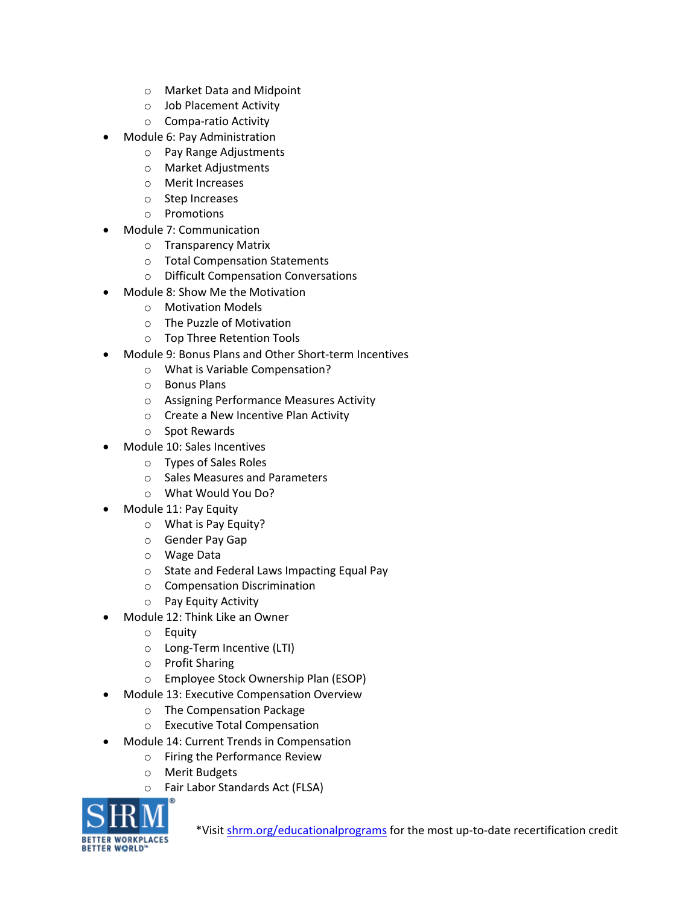- Market Data and Midpoint
  - Job Placement Activity
  - Compa-ratio Activity
- Module 6: Pay Administration
  - Pay Range Adjustments
  - Market Adjustments
  - Merit Increases
  - Step Increases
  - Promotions
- Module 7: Communication
  - Transparency Matrix
  - Total Compensation Statements
  - Difficult Compensation Conversations
- Module 8: Show Me the Motivation
  - Motivation Models
  - The Puzzle of Motivation
  - Top Three Retention Tools
- Module 9: Bonus Plans and Other Short-term Incentives
  - What is Variable Compensation?
  - Bonus Plans
  - Assigning Performance Measures Activity
  - Create a New Incentive Plan Activity
  - Spot Rewards
- Module 10: Sales Incentives
  - Types of Sales Roles
  - Sales Measures and Parameters
  - What Would You Do?
- Module 11: Pay Equity
  - What is Pay Equity?
  - Gender Pay Gap
  - Wage Data
  - State and Federal Laws Impacting Equal Pay
  - Compensation Discrimination
  - Pay Equity Activity
- Module 12: Think Like an Owner
  - Equity
  - Long-Term Incentive (LTI)
  - Profit Sharing
  - Employee Stock Ownership Plan (ESOP)
- Module 13: Executive Compensation Overview
  - The Compensation Package
  - Executive Total Compensation
- Module 14: Current Trends in Compensation
  - Firing the Performance Review
  - Merit Budgets
  - Fair Labor Standards Act (FLSA)

*Visit shrm.org/educationalprograms for the most up-to-date recertification credit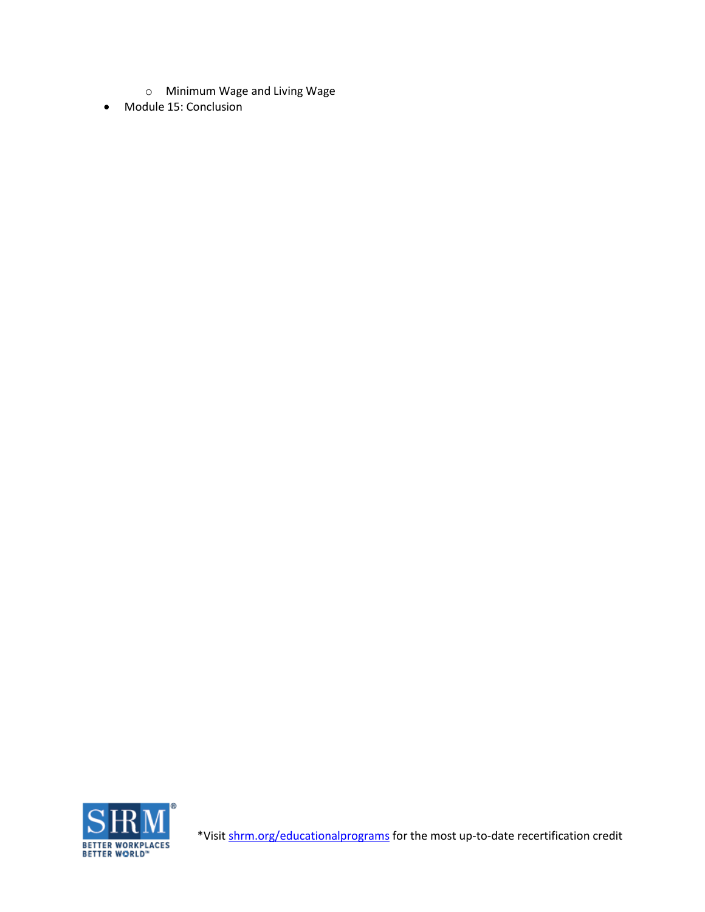- Minimum Wage and Living Wage
- Module 15: Conclusion

*Visit shrm.org/educationalprograms for the most up-to-date recertification credit